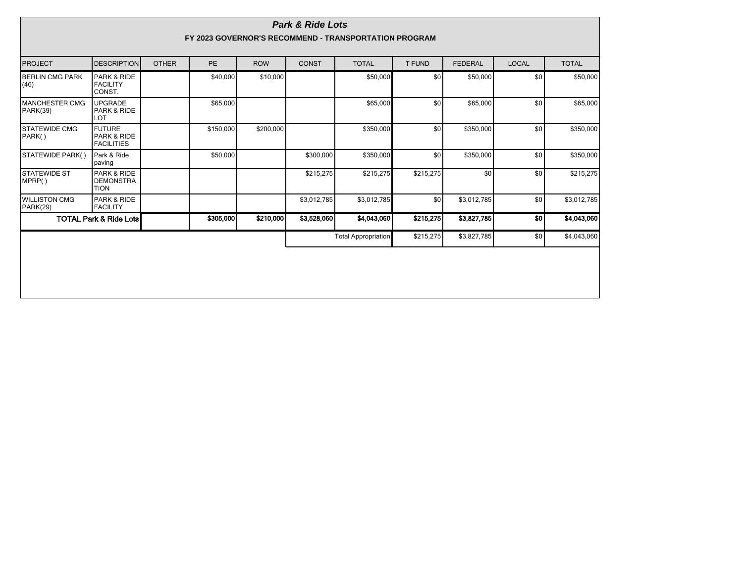# *Park & Ride Lots*

## FY 2023 GOVERNOR'S RECOMMEND - TRANSPORTATION PROGRAM

| PROJECT | DESCRIPTION | OTHER | PE | ROW | CONST | TOTAL | T FUND | FEDERAL | LOCAL | TOTAL |
|---|---|---|---|---|---|---|---|---|---|---|
| BERLIN CMG PARK (46) | PARK & RIDE FACILITY CONST. | | $40,000 | $10,000 | | $50,000 | $0 | $50,000 | $0 | $50,000 |
| MANCHESTER CMG PARK(39) | UPGRADE PARK & RIDE LOT | | $65,000 | | | $65,000 | $0 | $65,000 | $0 | $65,000 |
| STATEWIDE CMG PARK( ) | FUTURE PARK & RIDE FACILITIES | | $150,000 | $200,000 | | $350,000 | $0 | $350,000 | $0 | $350,000 |
| STATEWIDE PARK( ) | Park & Ride paving | | $50,000 | | $300,000 | $350,000 | $0 | $350,000 | $0 | $350,000 |
| STATEWIDE ST MPRP( ) | PARK & RIDE DEMONSTRATION | | | | $215,275 | $215,275 | $215,275 | $0 | $0 | $215,275 |
| WILLISTON CMG PARK(29) | PARK & RIDE FACILITY | | | | $3,012,785 | $3,012,785 | $0 | $3,012,785 | $0 | $3,012,785 |
| **TOTAL Park & Ride Lots** | | | **$305,000** | **$210,000** | **$3,528,060** | **$4,043,060** | **$215,275** | **$3,827,785** | **$0** | **$4,043,060** |
| | | | | | | Total Appropriation | $215,275 | $3,827,785 | $0 | $4,043,060 |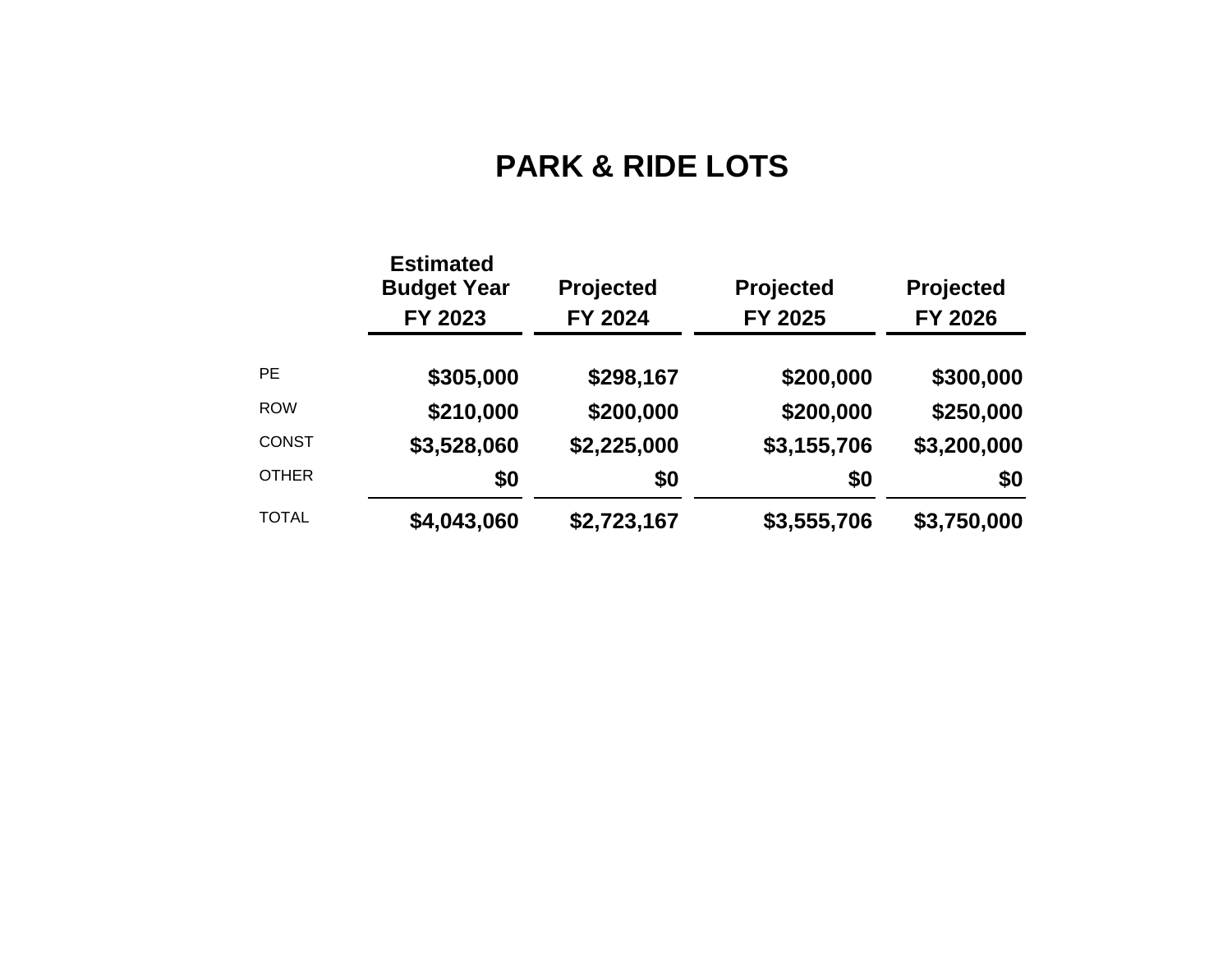# PARK & RIDE LOTS

| | Estimated Budget Year FY 2023 | Projected FY 2024 | Projected FY 2025 | Projected FY 2026 |
|---|---|---|---|---|
| PE | **$305,000** | **$298,167** | **$200,000** | **$300,000** |
| ROW | **$210,000** | **$200,000** | **$200,000** | **$250,000** |
| CONST | **$3,528,060** | **$2,225,000** | **$3,155,706** | **$3,200,000** |
| OTHER | **$0** | **$0** | **$0** | **$0** |
| TOTAL | **$4,043,060** | **$2,723,167** | **$3,555,706** | **$3,750,000** |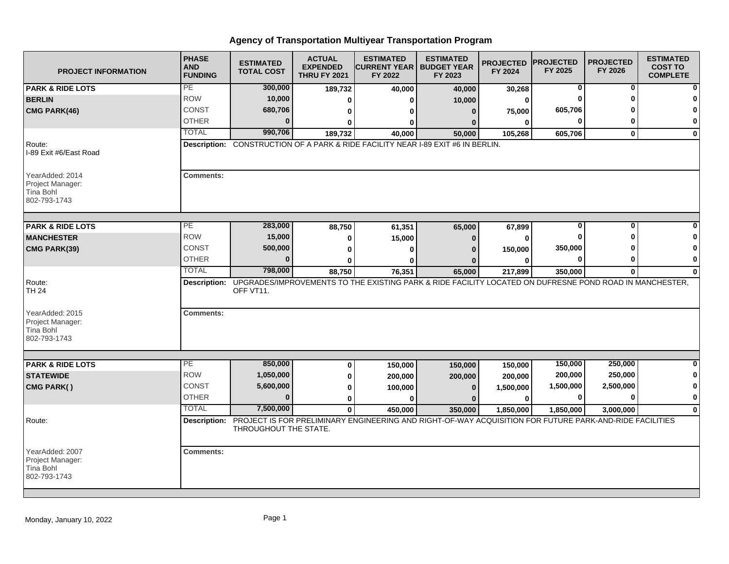# Agency of Transportation Multiyear Transportation Program

| PROJECT INFORMATION | PHASE AND FUNDING | ESTIMATED TOTAL COST | ACTUAL EXPENDED THRU FY 2021 | ESTIMATED CURRENT YEAR FY 2022 | ESTIMATED BUDGET YEAR FY 2023 | PROJECTED FY 2024 | PROJECTED FY 2025 | PROJECTED FY 2026 | ESTIMATED COST TO COMPLETE |
|---|---|---|---|---|---|---|---|---|---|
| **PARK & RIDE LOTS** | PE | **300,000** | **189,732** | **40,000** | **40,000** | **30,268** | **0** | **0** | **0** |
| **BERLIN** | ROW | **10,000** | **0** | **0** | **10,000** | **0** | **0** | **0** | **0** |
| **CMG PARK(46)** | CONST | **680,706** | **0** | **0** | **0** | **75,000** | **605,706** | **0** | **0** |
| | OTHER | **0** | **0** | **0** | **0** | **0** | **0** | **0** | **0** |
| | TOTAL | **990,706** | **189,732** | **40,000** | **50,000** | **105,268** | **605,706** | **0** | **0** |
| Route: I-89 Exit #6/East Road | **Description:** CONSTRUCTION OF A PARK & RIDE FACILITY NEAR I-89 EXIT #6 IN BERLIN. | | | | | | | | |
| YearAdded: 2014 Project Manager: Tina Bohl 802-793-1743 | **Comments:** | | | | | | | | |
| **PARK & RIDE LOTS** | PE | **283,000** | **88,750** | **61,351** | **65,000** | **67,899** | **0** | **0** | **0** |
| **MANCHESTER** | ROW | **15,000** | **0** | **15,000** | **0** | **0** | **0** | **0** | **0** |
| **CMG PARK(39)** | CONST | **500,000** | **0** | **0** | **0** | **150,000** | **350,000** | **0** | **0** |
| | OTHER | **0** | **0** | **0** | **0** | **0** | **0** | **0** | **0** |
| | TOTAL | **798,000** | **88,750** | **76,351** | **65,000** | **217,899** | **350,000** | **0** | **0** |
| Route: TH 24 | **Description:** UPGRADES/IMPROVEMENTS TO THE EXISTING PARK & RIDE FACILITY LOCATED ON DUFRESNE POND ROAD IN MANCHESTER, OFF VT11. | | | | | | | | |
| YearAdded: 2015 Project Manager: Tina Bohl 802-793-1743 | **Comments:** | | | | | | | | |
| **PARK & RIDE LOTS** | PE | **850,000** | **0** | **150,000** | **150,000** | **150,000** | **150,000** | **250,000** | **0** |
| **STATEWIDE** | ROW | **1,050,000** | **0** | **200,000** | **200,000** | **200,000** | **200,000** | **250,000** | **0** |
| **CMG PARK( )** | CONST | **5,600,000** | **0** | **100,000** | **0** | **1,500,000** | **1,500,000** | **2,500,000** | **0** |
| | OTHER | **0** | **0** | **0** | **0** | **0** | **0** | **0** | **0** |
| | TOTAL | **7,500,000** | **0** | **450,000** | **350,000** | **1,850,000** | **1,850,000** | **3,000,000** | **0** |
| Route: | **Description:** PROJECT IS FOR PRELIMINARY ENGINEERING AND RIGHT-OF-WAY ACQUISITION FOR FUTURE PARK-AND-RIDE FACILITIES THROUGHOUT THE STATE. | | | | | | | | |
| YearAdded: 2007 Project Manager: Tina Bohl 802-793-1743 | **Comments:** | | | | | | | | |

Monday, January 10, 2022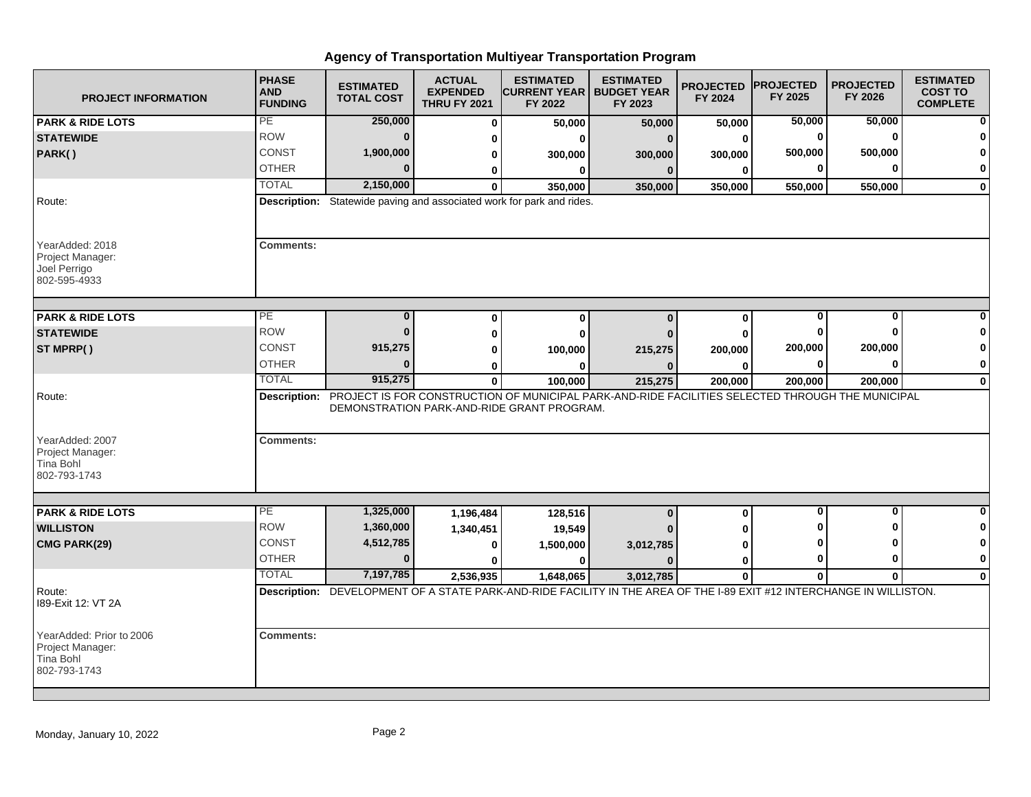## Agency of Transportation Multiyear Transportation Program

| PROJECT INFORMATION | PHASE AND FUNDING | ESTIMATED TOTAL COST | ACTUAL EXPENDED THRU FY 2021 | ESTIMATED CURRENT YEAR FY 2022 | ESTIMATED BUDGET YEAR FY 2023 | PROJECTED FY 2024 | PROJECTED FY 2025 | PROJECTED FY 2026 | ESTIMATED COST TO COMPLETE |
|---|---|---|---|---|---|---|---|---|---|
| **PARK & RIDE LOTS** | PE | **250,000** | **0** | **50,000** | **50,000** | **50,000** | **50,000** | **50,000** | **0** |
| **STATEWIDE** | ROW | **0** | **0** | **0** | **0** | **0** | **0** | **0** | **0** |
| **PARK( )** | CONST | **1,900,000** | **0** | **300,000** | **300,000** | **300,000** | **500,000** | **500,000** | **0** |
| | OTHER | **0** | **0** | **0** | **0** | **0** | **0** | **0** | **0** |
| | TOTAL | **2,150,000** | **0** | **350,000** | **350,000** | **350,000** | **550,000** | **550,000** | **0** |
| Route: | **Description:** Statewide paving and associated work for park and rides. | | | | | | | | |
| YearAdded: 2018<br>Project Manager:<br>Joel Perrigo<br>802-595-4933 | **Comments:** | | | | | | | | |
| **PARK & RIDE LOTS** | PE | **0** | **0** | **0** | **0** | **0** | **0** | **0** | **0** |
| **STATEWIDE** | ROW | **0** | **0** | **0** | **0** | **0** | **0** | **0** | **0** |
| **ST MPRP( )** | CONST | **915,275** | **0** | **100,000** | **215,275** | **200,000** | **200,000** | **200,000** | **0** |
| | OTHER | **0** | **0** | **0** | **0** | **0** | **0** | **0** | **0** |
| | TOTAL | **915,275** | **0** | **100,000** | **215,275** | **200,000** | **200,000** | **200,000** | **0** |
| Route: | **Description:** PROJECT IS FOR CONSTRUCTION OF MUNICIPAL PARK-AND-RIDE FACILITIES SELECTED THROUGH THE MUNICIPAL DEMONSTRATION PARK-AND-RIDE GRANT PROGRAM. | | | | | | | | |
| YearAdded: 2007<br>Project Manager:<br>Tina Bohl<br>802-793-1743 | **Comments:** | | | | | | | | |
| **PARK & RIDE LOTS** | PE | **1,325,000** | **1,196,484** | **128,516** | **0** | **0** | **0** | **0** | **0** |
| **WILLISTON** | ROW | **1,360,000** | **1,340,451** | **19,549** | **0** | **0** | **0** | **0** | **0** |
| **CMG PARK(29)** | CONST | **4,512,785** | **0** | **1,500,000** | **3,012,785** | **0** | **0** | **0** | **0** |
| | OTHER | **0** | **0** | **0** | **0** | **0** | **0** | **0** | **0** |
| | TOTAL | **7,197,785** | **2,536,935** | **1,648,065** | **3,012,785** | **0** | **0** | **0** | **0** |
| Route:<br>I89-Exit 12: VT 2A | **Description:** DEVELOPMENT OF A STATE PARK-AND-RIDE FACILITY IN THE AREA OF THE I-89 EXIT #12 INTERCHANGE IN WILLISTON. | | | | | | | | |
| YearAdded: Prior to 2006<br>Project Manager:<br>Tina Bohl<br>802-793-1743 | **Comments:** | | | | | | | | |

Monday, January 10, 2022